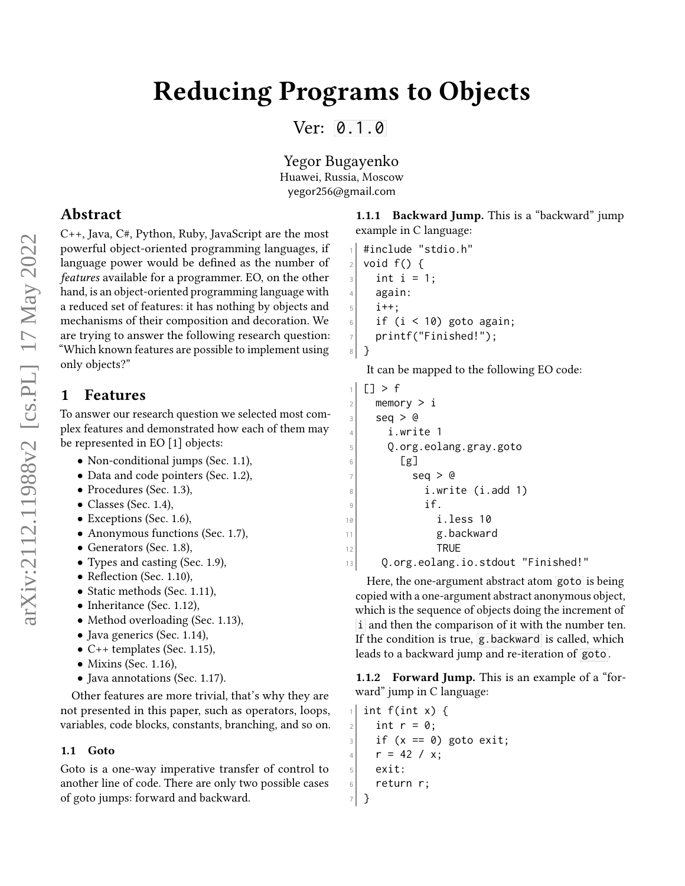# Reducing Programs to Objects

Ver: `0.1.0`

Yegor Bugayenko
Huawei, Russia, Moscow
yegor256@gmail.com

## Abstract

C++, Java, C#, Python, Ruby, JavaScript are the most powerful object-oriented programming languages, if language power would be defined as the number of *features* available for a programmer. EO, on the other hand, is an object-oriented programming language with a reduced set of features: it has nothing by objects and mechanisms of their composition and decoration. We are trying to answer the following research question: "Which known features are possible to implement using only objects?"

## 1 Features

To answer our research question we selected most complex features and demonstrated how each of them may be represented in EO [1] objects:

- Non-conditional jumps (Sec. 1.1),
- Data and code pointers (Sec. 1.2),
- Procedures (Sec. 1.3),
- Classes (Sec. 1.4),
- Exceptions (Sec. 1.6),
- Anonymous functions (Sec. 1.7),
- Generators (Sec. 1.8),
- Types and casting (Sec. 1.9),
- Reflection (Sec. 1.10),
- Static methods (Sec. 1.11),
- Inheritance (Sec. 1.12),
- Method overloading (Sec. 1.13),
- Java generics (Sec. 1.14),
- C++ templates (Sec. 1.15),
- Mixins (Sec. 1.16),
- Java annotations (Sec. 1.17).

Other features are more trivial, that's why they are not presented in this paper, such as operators, loops, variables, code blocks, constants, branching, and so on.

### 1.1 Goto

Goto is a one-way imperative transfer of control to another line of code. There are only two possible cases of goto jumps: forward and backward.

#### 1.1.1 Backward Jump.

This is a "backward" jump example in C language:

```
#include "stdio.h"
void f() {
  int i = 1;
  again:
  i++;
  if (i < 10) goto again;
  printf("Finished!");
}
```

It can be mapped to the following EO code:

```
[] > f
  memory > i
  seq > @
    i.write 1
    Q.org.eolang.gray.goto
      [g]
        seq > @
          i.write (i.add 1)
          if.
            i.less 10
            g.backward
            TRUE
    Q.org.eolang.io.stdout "Finished!"
```

Here, the one-argument abstract atom `goto` is being copied with a one-argument abstract anonymous object, which is the sequence of objects doing the increment of `i` and then the comparison of it with the number ten. If the condition is true, `g.backward` is called, which leads to a backward jump and re-iteration of `goto`.

#### 1.1.2 Forward Jump.

This is an example of a "forward" jump in C language:

```
int f(int x) {
  int r = 0;
  if (x == 0) goto exit;
  r = 42 / x;
  exit:
  return r;
}
```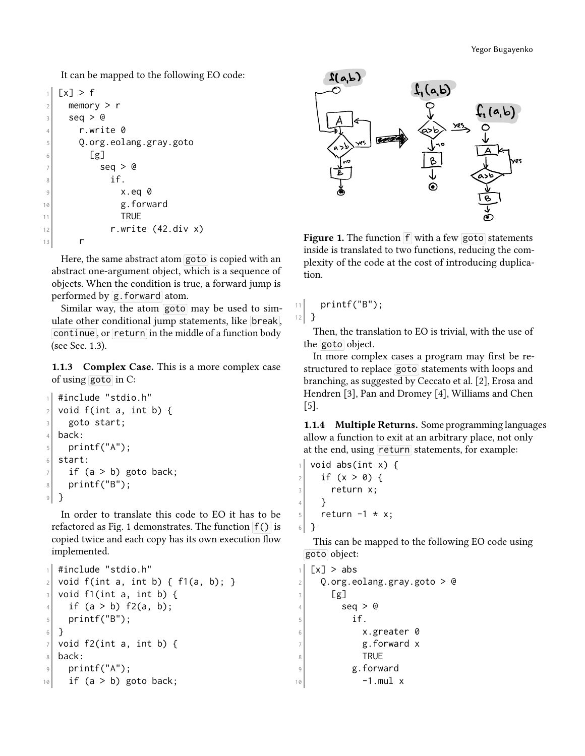It can be mapped to the following EO code:

```
[x] > f
  memory > r
  seq > @
    r.write 0
    Q.org.eolang.gray.goto
      [g]
        seq > @
          if.
            x.eq 0
            g.forward
            TRUE
          r.write (42.div x)
    r
```

Here, the same abstract atom `goto` is copied with an abstract one-argument object, which is a sequence of objects. When the condition is true, a forward jump is performed by `g.forward` atom.

Similar way, the atom `goto` may be used to simulate other conditional jump statements, like `break`, `continue`, or `return` in the middle of a function body (see Sec. 1.3).

**1.1.3 Complex Case.** This is a more complex case of using `goto` in C:

```
#include "stdio.h"
void f(int a, int b) {
  goto start;
back:
  printf("A");
start:
  if (a > b) goto back;
  printf("B");
}
```

In order to translate this code to EO it has to be refactored as Fig. 1 demonstrates. The function `f()` is copied twice and each copy has its own execution flow implemented.

```
#include "stdio.h"
void f(int a, int b) { f1(a, b); }
void f1(int a, int b) {
  if (a > b) f2(a, b);
  printf("B");
}
void f2(int a, int b) {
back:
  printf("A");
  if (a > b) goto back;
  printf("B");
}
```

**Figure 1.** The function `f` with a few `goto` statements inside is translated to two functions, reducing the complexity of the code at the cost of introducing duplication.

Then, the translation to EO is trivial, with the use of the `goto` object.

In more complex cases a program may first be restructured to replace `goto` statements with loops and branching, as suggested by Ceccato et al. [2], Erosa and Hendren [3], Pan and Dromey [4], Williams and Chen [5].

**1.1.4 Multiple Returns.** Some programming languages allow a function to exit at an arbitrary place, not only at the end, using `return` statements, for example:

```
void abs(int x) {
  if (x > 0) {
    return x;
  }
  return -1 * x;
}
```

This can be mapped to the following EO code using `goto` object:

```
[x] > abs
  Q.org.eolang.gray.goto > @
    [g]
      seq > @
        if.
          x.greater 0
          g.forward x
          TRUE
        g.forward
          -1.mul x
```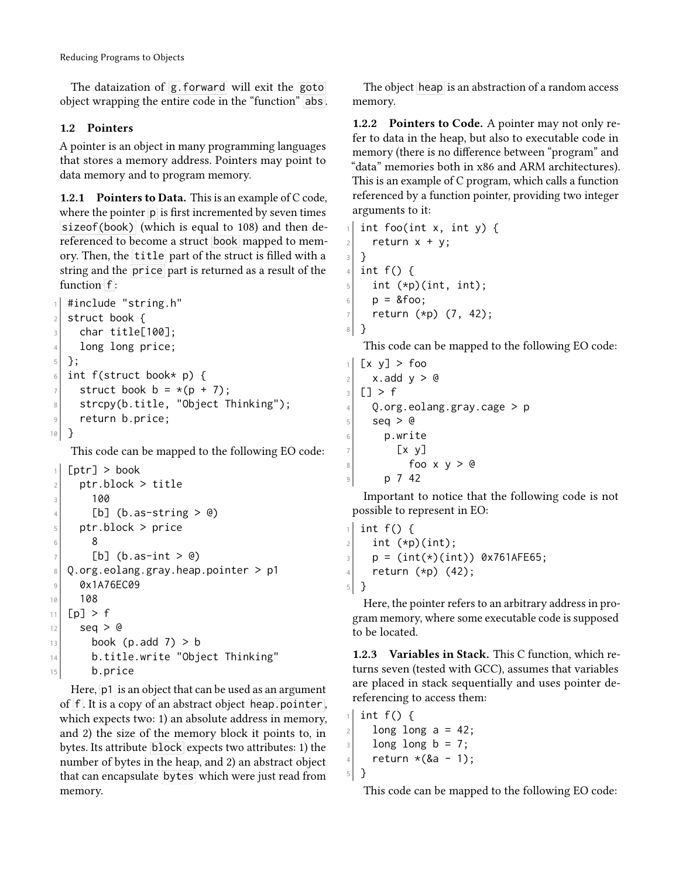The dataization of `g.forward` will exit the `goto` object wrapping the entire code in the "function" `abs`.

## 1.2 Pointers

A pointer is an object in many programming languages that stores a memory address. Pointers may point to data memory and to program memory.

**1.2.1 Pointers to Data.** This is an example of C code, where the pointer `p` is first incremented by seven times `sizeof(book)` (which is equal to 108) and then dereferenced to become a struct `book` mapped to memory. Then, the `title` part of the struct is filled with a string and the `price` part is returned as a result of the function `f`:

```
#include "string.h"
struct book {
  char title[100];
  long long price;
};
int f(struct book* p) {
  struct book b = *(p + 7);
  strcpy(b.title, "Object Thinking");
  return b.price;
}
```

This code can be mapped to the following EO code:

```
[ptr] > book
  ptr.block > title
    100
    [b] (b.as-string > @)
  ptr.block > price
    8
    [b] (b.as-int > @)
Q.org.eolang.gray.heap.pointer > p1
  0x1A76EC09
  108
[p] > f
  seq > @
    book (p.add 7) > b
    b.title.write "Object Thinking"
    b.price
```

Here, `p1` is an object that can be used as an argument of `f`. It is a copy of an abstract object `heap.pointer`, which expects two: 1) an absolute address in memory, and 2) the size of the memory block it points to, in bytes. Its attribute `block` expects two attributes: 1) the number of bytes in the heap, and 2) an abstract object that can encapsulate `bytes` which were just read from memory.

The object `heap` is an abstraction of a random access memory.

**1.2.2 Pointers to Code.** A pointer may not only refer to data in the heap, but also to executable code in memory (there is no difference between "program" and "data" memories both in x86 and ARM architectures). This is an example of C program, which calls a function referenced by a function pointer, providing two integer arguments to it:

```
int foo(int x, int y) {
  return x + y;
}
int f() {
  int (*p)(int, int);
  p = &foo;
  return (*p) (7, 42);
}
```

This code can be mapped to the following EO code:

```
[x y] > foo
  x.add y > @
[] > f
  Q.org.eolang.gray.cage > p
  seq > @
    p.write
      [x y]
        foo x y > @
    p 7 42
```

Important to notice that the following code is not possible to represent in EO:

```
int f() {
  int (*p)(int);
  p = (int(*)(int)) 0x761AFE65;
  return (*p) (42);
}
```

Here, the pointer refers to an arbitrary address in program memory, where some executable code is supposed to be located.

**1.2.3 Variables in Stack.** This C function, which returns seven (tested with GCC), assumes that variables are placed in stack sequentially and uses pointer dereferencing to access them:

```
int f() {
  long long a = 42;
  long long b = 7;
  return *(&a - 1);
}
```

This code can be mapped to the following EO code: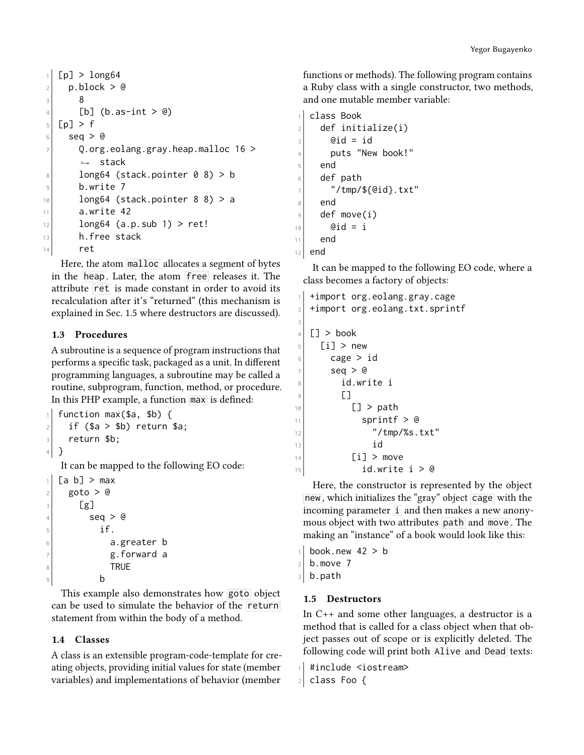```
[p] > long64
  p.block > @
    8
    [b] (b.as-int > @)
[p] > f
  seq > @
    Q.org.eolang.gray.heap.malloc 16 >
      stack
    long64 (stack.pointer 0 8) > b
    b.write 7
    long64 (stack.pointer 8 8) > a
    a.write 42
    long64 (a.p.sub 1) > ret!
    h.free stack
    ret
```

Here, the atom `malloc` allocates a segment of bytes in the `heap`. Later, the atom `free` releases it. The attribute `ret` is made constant in order to avoid its recalculation after it's "returned" (this mechanism is explained in Sec. 1.5 where destructors are discussed).

### 1.3 Procedures

A subroutine is a sequence of program instructions that performs a specific task, packaged as a unit. In different programming languages, a subroutine may be called a routine, subprogram, function, method, or procedure. In this PHP example, a function `max` is defined:

```
function max($a, $b) {
  if ($a > $b) return $a;
  return $b;
}
```

It can be mapped to the following EO code:

```
[a b] > max
  goto > @
    [g]
      seq > @
        if.
          a.greater b
          g.forward a
          TRUE
        b
```

This example also demonstrates how `goto` object can be used to simulate the behavior of the `return` statement from within the body of a method.

### 1.4 Classes

A class is an extensible program-code-template for creating objects, providing initial values for state (member variables) and implementations of behavior (member functions or methods). The following program contains a Ruby class with a single constructor, two methods, and one mutable member variable:

```
class Book
  def initialize(i)
    @id = id
    puts "New book!"
  end
  def path
    "/tmp/${@id}.txt"
  end
  def move(i)
    @id = i
  end
end
```

It can be mapped to the following EO code, where a class becomes a factory of objects:

```
+import org.eolang.gray.cage
+import org.eolang.txt.sprintf

[] > book
  [i] > new
    cage > id
    seq > @
      id.write i
      []
        [] > path
          sprintf > @
            "/tmp/%s.txt"
            id
        [i] > move
          id.write i > @
```

Here, the constructor is represented by the object `new`, which initializes the "gray" object `cage` with the incoming parameter `i` and then makes a new anonymous object with two attributes `path` and `move`. The making an "instance" of a book would look like this:

```
book.new 42 > b
b.move 7
b.path
```

### 1.5 Destructors

In C++ and some other languages, a destructor is a method that is called for a class object when that object passes out of scope or is explicitly deleted. The following code will print both `Alive` and `Dead` texts:

```
#include <iostream>
class Foo {
```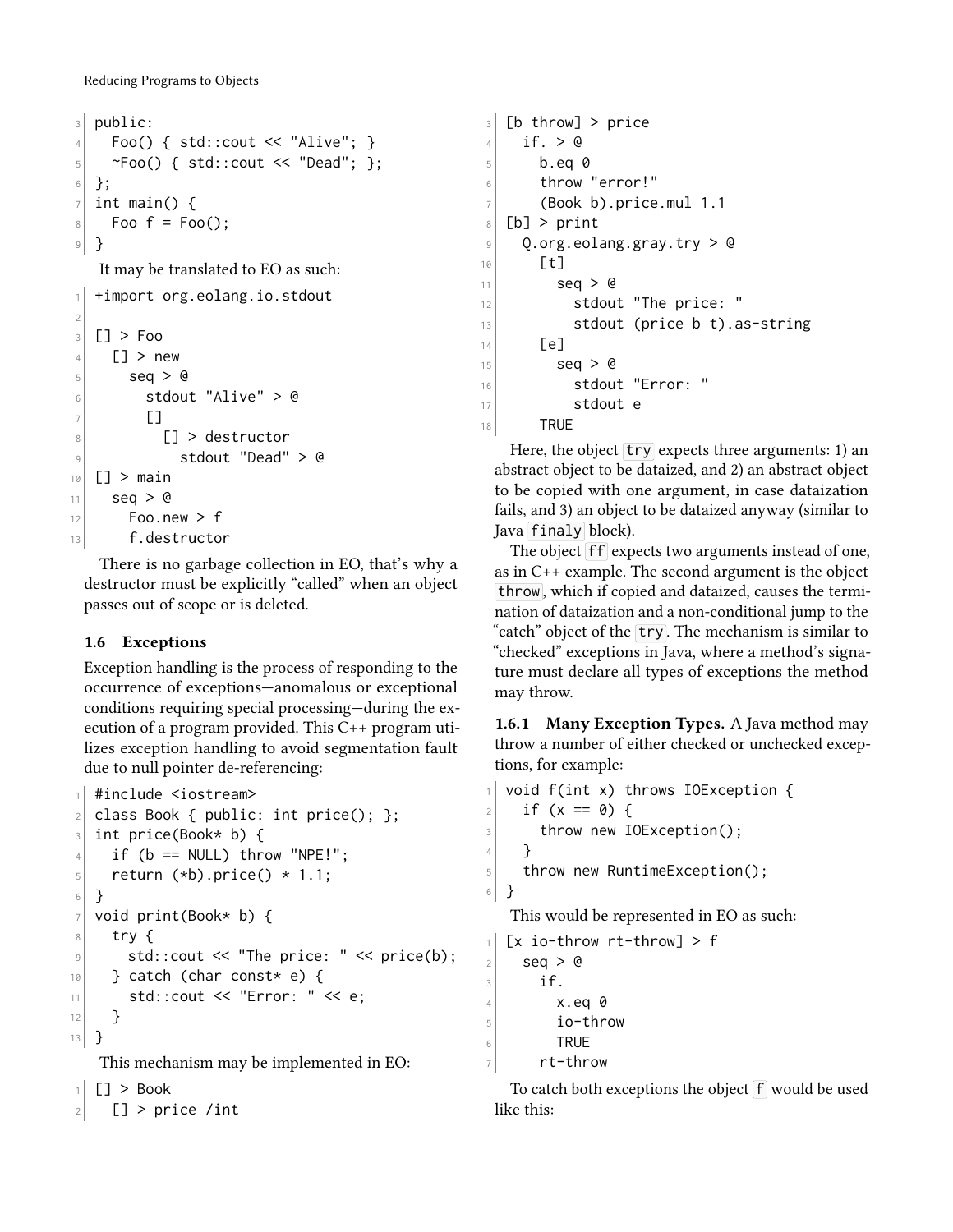```
public:
  Foo() { std::cout << "Alive"; }
  ~Foo() { std::cout << "Dead"; };
};
int main() {
  Foo f = Foo();
}
```

It may be translated to EO as such:

```
+import org.eolang.io.stdout

[] > Foo
  [] > new
    seq > @
      stdout "Alive" > @
      []
        [] > destructor
          stdout "Dead" > @
[] > main
  seq > @
    Foo.new > f
    f.destructor
```

There is no garbage collection in EO, that's why a destructor must be explicitly "called" when an object passes out of scope or is deleted.

### 1.6 Exceptions

Exception handling is the process of responding to the occurrence of exceptions—anomalous or exceptional conditions requiring special processing—during the execution of a program provided. This C++ program utilizes exception handling to avoid segmentation fault due to null pointer de-referencing:

```
#include <iostream>
class Book { public: int price(); };
int price(Book* b) {
  if (b == NULL) throw "NPE!";
  return (*b).price() * 1.1;
}
void print(Book* b) {
  try {
    std::cout << "The price: " << price(b);
  } catch (char const* e) {
    std::cout << "Error: " << e;
  }
}
```

This mechanism may be implemented in EO:

```
[] > Book
  [] > price /int
[b throw] > price
  if. > @
    b.eq 0
    throw "error!"
    (Book b).price.mul 1.1
[b] > print
  Q.org.eolang.gray.try > @
    [t]
      seq > @
        stdout "The price: "
        stdout (price b t).as-string
    [e]
      seq > @
        stdout "Error: "
        stdout e
    TRUE
```

Here, the object `try` expects three arguments: 1) an abstract object to be dataized, and 2) an abstract object to be copied with one argument, in case dataization fails, and 3) an object to be dataized anyway (similar to Java `finaly` block).

The object `ff` expects two arguments instead of one, as in C++ example. The second argument is the object `throw`, which if copied and dataized, causes the termination of dataization and a non-conditional jump to the "catch" object of the `try`. The mechanism is similar to "checked" exceptions in Java, where a method's signature must declare all types of exceptions the method may throw.

#### 1.6.1 Many Exception Types.

A Java method may throw a number of either checked or unchecked exceptions, for example:

```
void f(int x) throws IOException {
  if (x == 0) {
    throw new IOException();
  }
  throw new RuntimeException();
}
```

This would be represented in EO as such:

```
[x io-throw rt-throw] > f
  seq > @
    if.
      x.eq 0
      io-throw
      TRUE
    rt-throw
```

To catch both exceptions the object `f` would be used like this: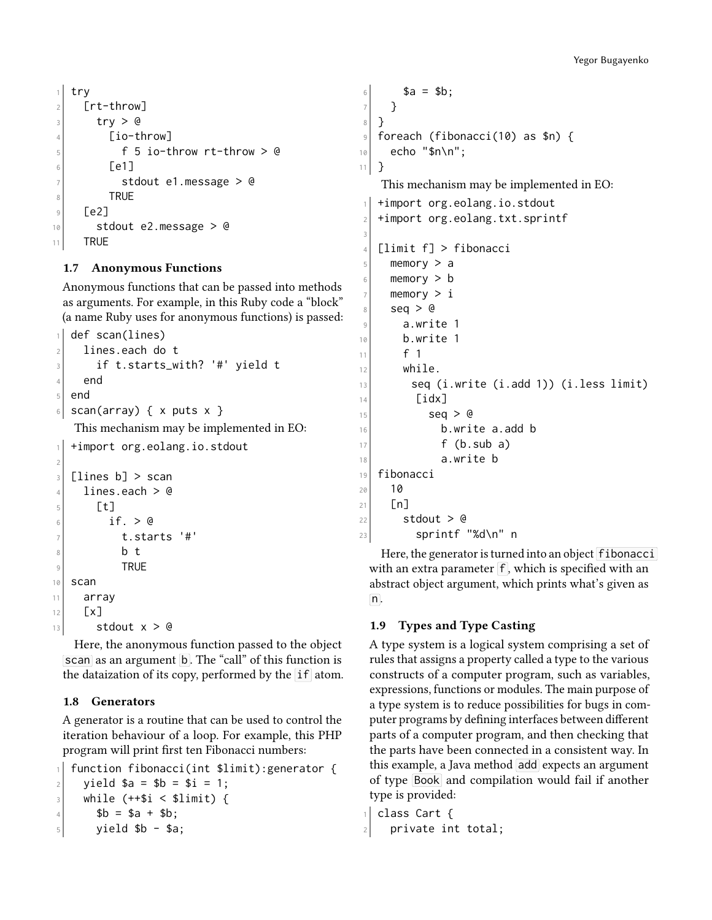```
try
  [rt-throw]
    try > @
      [io-throw]
        f 5 io-throw rt-throw > @
      [e1]
        stdout e1.message > @
      TRUE
  [e2]
    stdout e2.message > @
  TRUE
```

### 1.7 Anonymous Functions

Anonymous functions that can be passed into methods as arguments. For example, in this Ruby code a "block" (a name Ruby uses for anonymous functions) is passed:

```
def scan(lines)
  lines.each do t
    if t.starts_with? '#' yield t
  end
end
scan(array) { x puts x }
```

This mechanism may be implemented in EO:

```
+import org.eolang.io.stdout

[lines b] > scan
  lines.each > @
    [t]
      if. > @
        t.starts '#'
        b t
        TRUE
scan
  array
  [x]
    stdout x > @
```

Here, the anonymous function passed to the object `scan` as an argument `b`. The "call" of this function is the dataization of its copy, performed by the `if` atom.

### 1.8 Generators

A generator is a routine that can be used to control the iteration behaviour of a loop. For example, this PHP program will print first ten Fibonacci numbers:

```
function fibonacci(int $limit):generator {
  yield $a = $b = $i = 1;
  while (++$i < $limit) {
    $b = $a + $b;
    yield $b - $a;
    $a = $b;
  }
}
foreach (fibonacci(10) as $n) {
  echo "$n\n";
}
```

This mechanism may be implemented in EO:

```
+import org.eolang.io.stdout
+import org.eolang.txt.sprintf

[limit f] > fibonacci
  memory > a
  memory > b
  memory > i
  seq > @
    a.write 1
    b.write 1
    f 1
    while.
      seq (i.write (i.add 1)) (i.less limit)
      [idx]
        seq > @
          b.write a.add b
          f (b.sub a)
          a.write b
fibonacci
  10
  [n]
    stdout > @
      sprintf "%d\n" n
```

Here, the generator is turned into an object `fibonacci` with an extra parameter `f`, which is specified with an abstract object argument, which prints what's given as `n`.

### 1.9 Types and Type Casting

A type system is a logical system comprising a set of rules that assigns a property called a type to the various constructs of a computer program, such as variables, expressions, functions or modules. The main purpose of a type system is to reduce possibilities for bugs in computer programs by defining interfaces between different parts of a computer program, and then checking that the parts have been connected in a consistent way. In this example, a Java method `add` expects an argument of type `Book` and compilation would fail if another type is provided:

```
class Cart {
  private int total;
```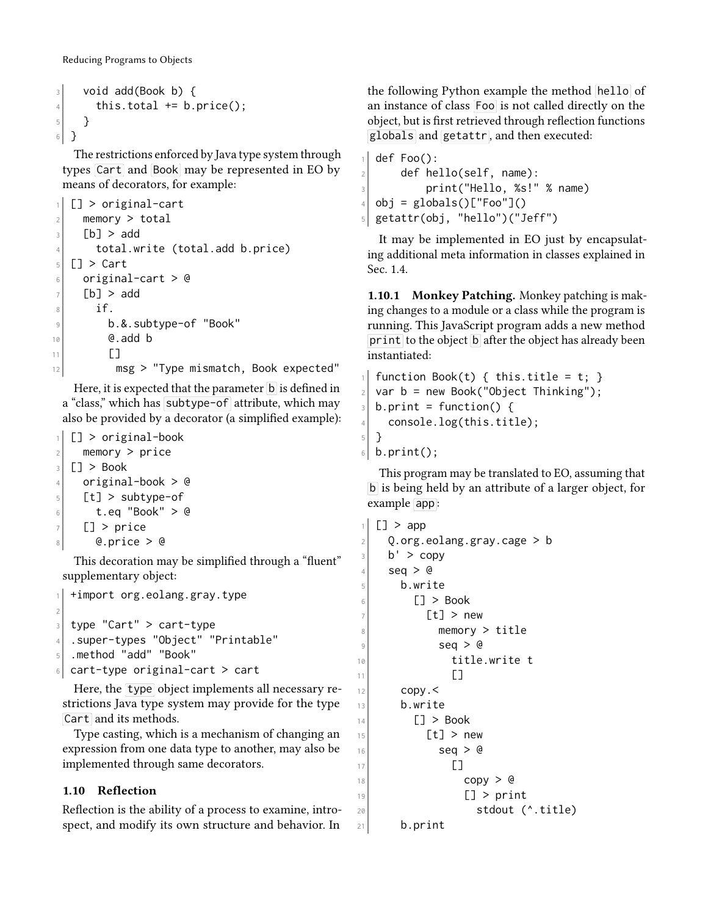```
  void add(Book b) {
    this.total += b.price();
  }
}
```

The restrictions enforced by Java type system through types `Cart` and `Book` may be represented in EO by means of decorators, for example:

```
[] > original-cart
  memory > total
  [b] > add
    total.write (total.add b.price)
[] > Cart
  original-cart > @
  [b] > add
    if.
      b.&.subtype-of "Book"
      @.add b
      []
        msg > "Type mismatch, Book expected"
```

Here, it is expected that the parameter `b` is defined in a "class," which has `subtype-of` attribute, which may also be provided by a decorator (a simplified example):

```
[] > original-book
  memory > price
[] > Book
  original-book > @
  [t] > subtype-of
    t.eq "Book" > @
  [] > price
    @.price > @
```

This decoration may be simplified through a "fluent" supplementary object:

```
+import org.eolang.gray.type

type "Cart" > cart-type
.super-types "Object" "Printable"
.method "add" "Book"
cart-type original-cart > cart
```

Here, the `type` object implements all necessary restrictions Java type system may provide for the type `Cart` and its methods.

Type casting, which is a mechanism of changing an expression from one data type to another, may also be implemented through same decorators.

### 1.10 Reflection

Reflection is the ability of a process to examine, introspect, and modify its own structure and behavior. In the following Python example the method `hello` of an instance of class `Foo` is not called directly on the object, but is first retrieved through reflection functions `globals` and `getattr`, and then executed:

```
def Foo():
    def hello(self, name):
        print("Hello, %s!" % name)
obj = globals()["Foo"]()
getattr(obj, "hello")("Jeff")
```

It may be implemented in EO just by encapsulating additional meta information in classes explained in Sec. 1.4.

#### 1.10.1 Monkey Patching.

Monkey patching is making changes to a module or a class while the program is running. This JavaScript program adds a new method `print` to the object `b` after the object has already been instantiated:

```
function Book(t) { this.title = t; }
var b = new Book("Object Thinking");
b.print = function() {
  console.log(this.title);
}
b.print();
```

This program may be translated to EO, assuming that `b` is being held by an attribute of a larger object, for example `app`:

```
[] > app
  Q.org.eolang.gray.cage > b
  b' > copy
  seq > @
    b.write
      [] > Book
        [t] > new
          memory > title
          seq > @
            title.write t
            []
    copy.<
    b.write
      [] > Book
        [t] > new
          seq > @
            []
              copy > @
              [] > print
                stdout (^.title)
    b.print
```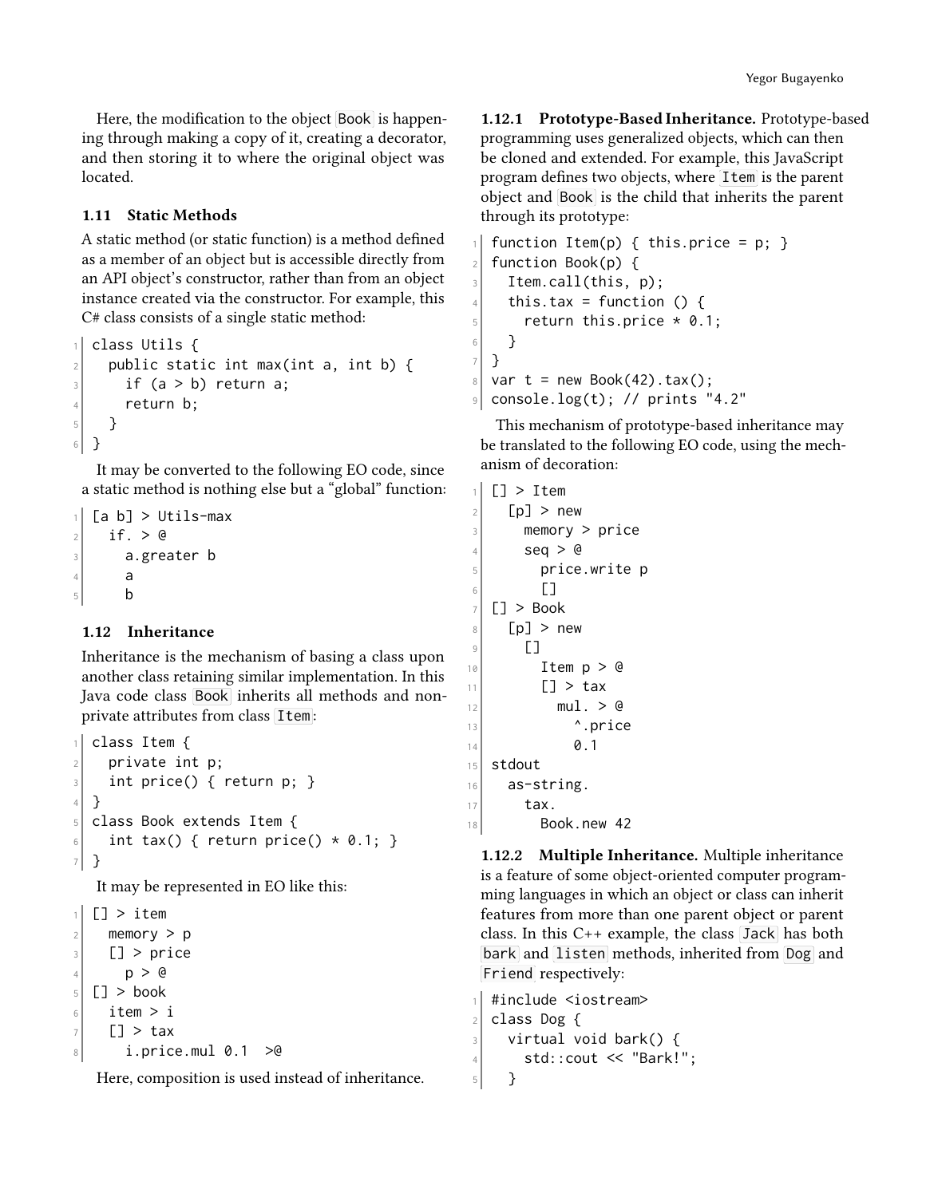Here, the modification to the object `Book` is happening through making a copy of it, creating a decorator, and then storing it to where the original object was located.

### 1.11 Static Methods

A static method (or static function) is a method defined as a member of an object but is accessible directly from an API object's constructor, rather than from an object instance created via the constructor. For example, this C# class consists of a single static method:

```
class Utils {
  public static int max(int a, int b) {
    if (a > b) return a;
    return b;
  }
}
```

It may be converted to the following EO code, since a static method is nothing else but a "global" function:

```
[a b] > Utils-max
  if. > @
    a.greater b
    a
    b
```

### 1.12 Inheritance

Inheritance is the mechanism of basing a class upon another class retaining similar implementation. In this Java code class `Book` inherits all methods and non-private attributes from class `Item`:

```
class Item {
  private int p;
  int price() { return p; }
}
class Book extends Item {
  int tax() { return price() * 0.1; }
}
```

It may be represented in EO like this:

```
[] > item
  memory > p
  [] > price
    p > @
[] > book
  item > i
  [] > tax
    i.price.mul 0.1  >@
```

Here, composition is used instead of inheritance.

#### 1.12.1 Prototype-Based Inheritance.

Prototype-based programming uses generalized objects, which can then be cloned and extended. For example, this JavaScript program defines two objects, where `Item` is the parent object and `Book` is the child that inherits the parent through its prototype:

```
function Item(p) { this.price = p; }
function Book(p) {
  Item.call(this, p);
  this.tax = function () {
    return this.price * 0.1;
  }
}
var t = new Book(42).tax();
console.log(t); // prints "4.2"
```

This mechanism of prototype-based inheritance may be translated to the following EO code, using the mechanism of decoration:

```
[] > Item
  [p] > new
    memory > price
    seq > @
      price.write p
      []
[] > Book
  [p] > new
    []
      Item p > @
      [] > tax
        mul. > @
          ^.price
          0.1
stdout
  as-string.
    tax.
      Book.new 42
```

#### 1.12.2 Multiple Inheritance.

Multiple inheritance is a feature of some object-oriented computer programming languages in which an object or class can inherit features from more than one parent object or parent class. In this C++ example, the class `Jack` has both `bark` and `listen` methods, inherited from `Dog` and `Friend` respectively:

```
#include <iostream>
class Dog {
  virtual void bark() {
    std::cout << "Bark!";
  }
```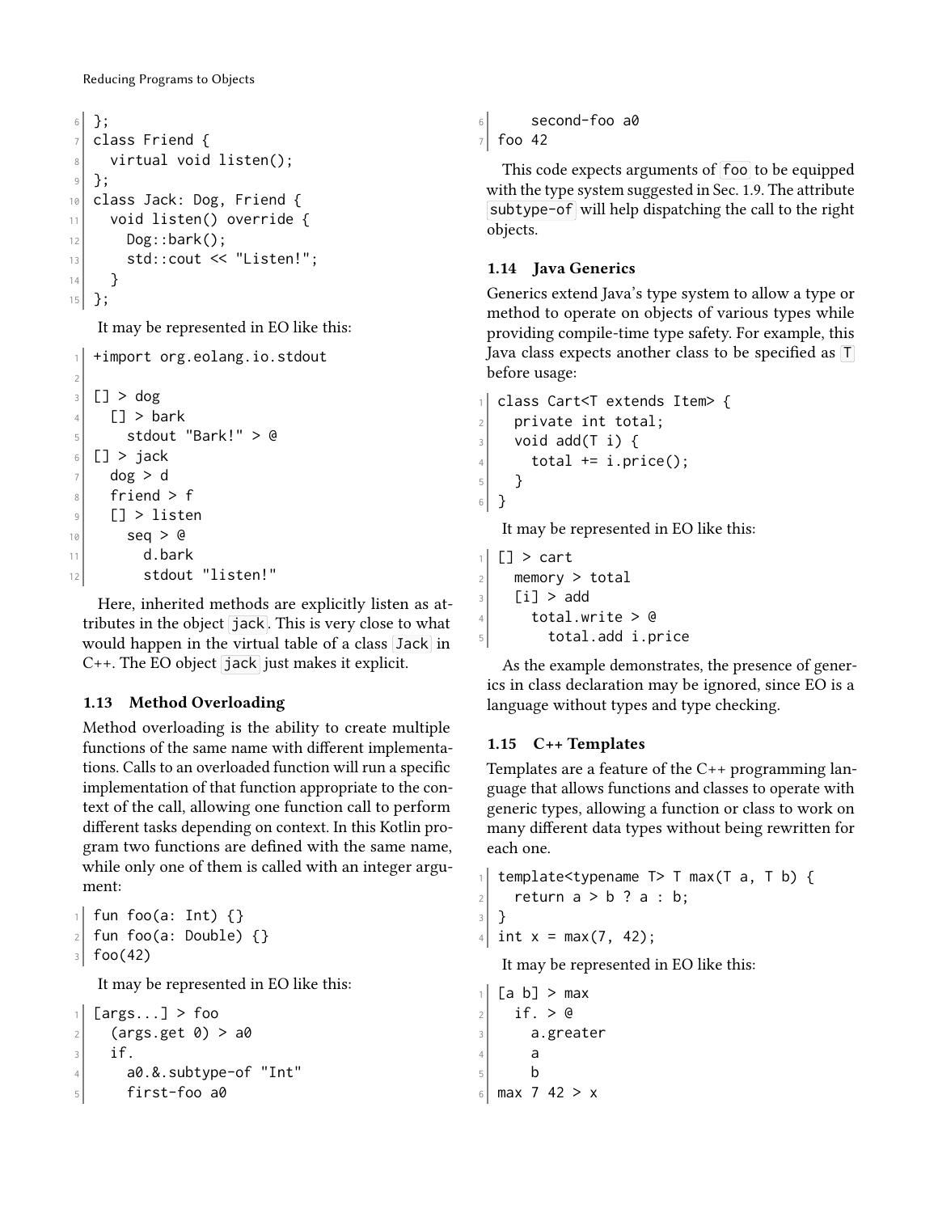```
};
class Friend {
  virtual void listen();
};
class Jack: Dog, Friend {
  void listen() override {
    Dog::bark();
    std::cout << "Listen!";
  }
};
```

It may be represented in EO like this:

```
+import org.eolang.io.stdout

[] > dog
  [] > bark
    stdout "Bark!" > @
[] > jack
  dog > d
  friend > f
  [] > listen
    seq > @
      d.bark
      stdout "listen!"
```

Here, inherited methods are explicitly listen as attributes in the object `jack`. This is very close to what would happen in the virtual table of a class `Jack` in C++. The EO object `jack` just makes it explicit.

### 1.13 Method Overloading

Method overloading is the ability to create multiple functions of the same name with different implementations. Calls to an overloaded function will run a specific implementation of that function appropriate to the context of the call, allowing one function call to perform different tasks depending on context. In this Kotlin program two functions are defined with the same name, while only one of them is called with an integer argument:

```
fun foo(a: Int) {}
fun foo(a: Double) {}
foo(42)
```

It may be represented in EO like this:

```
[args...] > foo
  (args.get 0) > a0
  if.
    a0.&.subtype-of "Int"
    first-foo a0
    second-foo a0
foo 42
```

This code expects arguments of `foo` to be equipped with the type system suggested in Sec. 1.9. The attribute `subtype-of` will help dispatching the call to the right objects.

### 1.14 Java Generics

Generics extend Java's type system to allow a type or method to operate on objects of various types while providing compile-time type safety. For example, this Java class expects another class to be specified as `T` before usage:

```
class Cart<T extends Item> {
  private int total;
  void add(T i) {
    total += i.price();
  }
}
```

It may be represented in EO like this:

```
[] > cart
  memory > total
  [i] > add
    total.write > @
      total.add i.price
```

As the example demonstrates, the presence of generics in class declaration may be ignored, since EO is a language without types and type checking.

### 1.15 C++ Templates

Templates are a feature of the C++ programming language that allows functions and classes to operate with generic types, allowing a function or class to work on many different data types without being rewritten for each one.

```
template<typename T> T max(T a, T b) {
  return a > b ? a : b;
}
int x = max(7, 42);
```

It may be represented in EO like this:

```
[a b] > max
  if. > @
    a.greater
    a
    b
max 7 42 > x
```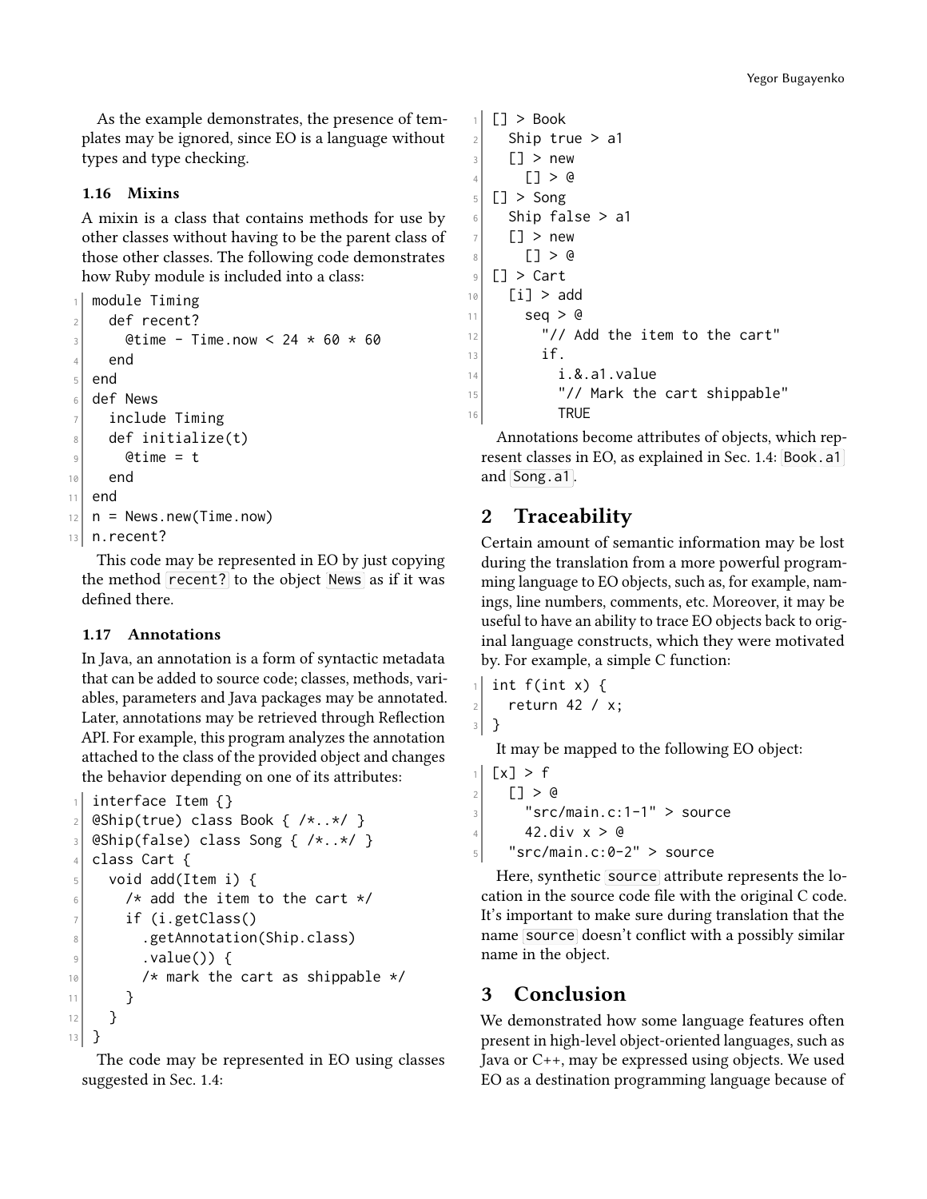As the example demonstrates, the presence of templates may be ignored, since EO is a language without types and type checking.

### 1.16 Mixins

A mixin is a class that contains methods for use by other classes without having to be the parent class of those other classes. The following code demonstrates how Ruby module is included into a class:

```
module Timing
  def recent?
    @time - Time.now < 24 * 60 * 60
  end
end
def News
  include Timing
  def initialize(t)
    @time = t
  end
end
n = News.new(Time.now)
n.recent?
```

This code may be represented in EO by just copying the method `recent?` to the object `News` as if it was defined there.

### 1.17 Annotations

In Java, an annotation is a form of syntactic metadata that can be added to source code; classes, methods, variables, parameters and Java packages may be annotated. Later, annotations may be retrieved through Reflection API. For example, this program analyzes the annotation attached to the class of the provided object and changes the behavior depending on one of its attributes:

```
interface Item {}
@Ship(true) class Book { /*..*/ }
@Ship(false) class Song { /*..*/ }
class Cart {
  void add(Item i) {
    /* add the item to the cart */
    if (i.getClass()
      .getAnnotation(Ship.class)
      .value()) {
      /* mark the cart as shippable */
    }
  }
}
```

The code may be represented in EO using classes suggested in Sec. 1.4:

```
[] > Book
  Ship true > a1
  [] > new
    [] > @
[] > Song
  Ship false > a1
  [] > new
    [] > @
[] > Cart
  [i] > add
    seq > @
      "// Add the item to the cart"
      if.
        i.&.a1.value
        "// Mark the cart shippable"
        TRUE
```

Annotations become attributes of objects, which represent classes in EO, as explained in Sec. 1.4: `Book.a1` and `Song.a1`.

## 2 Traceability

Certain amount of semantic information may be lost during the translation from a more powerful programming language to EO objects, such as, for example, namings, line numbers, comments, etc. Moreover, it may be useful to have an ability to trace EO objects back to original language constructs, which they were motivated by. For example, a simple C function:

```
int f(int x) {
  return 42 / x;
}
```

It may be mapped to the following EO object:

```
[x] > f
  [] > @
    "src/main.c:1-1" > source
    42.div x > @
  "src/main.c:0-2" > source
```

Here, synthetic `source` attribute represents the location in the source code file with the original C code. It's important to make sure during translation that the name `source` doesn't conflict with a possibly similar name in the object.

## 3 Conclusion

We demonstrated how some language features often present in high-level object-oriented languages, such as Java or C++, may be expressed using objects. We used EO as a destination programming language because of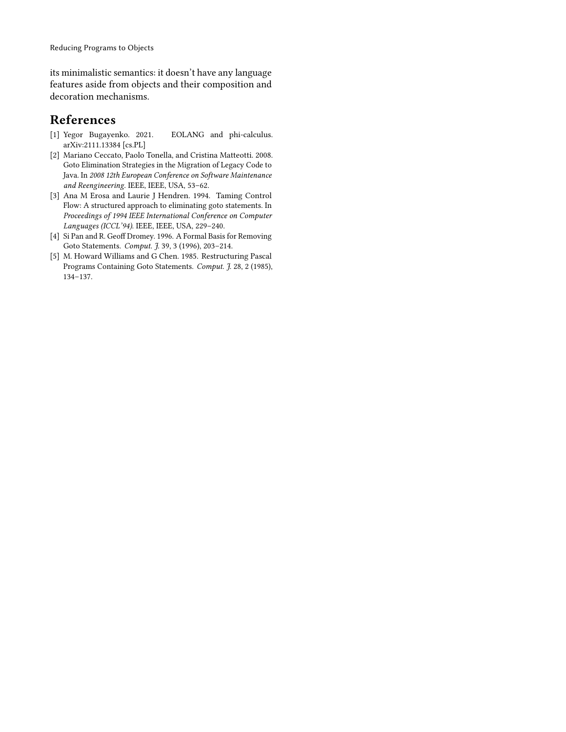its minimalistic semantics: it doesn't have any language features aside from objects and their composition and decoration mechanisms.

## References

[1] Yegor Bugayenko. 2021. EOLANG and phi-calculus. arXiv:2111.13384 [cs.PL]

[2] Mariano Ceccato, Paolo Tonella, and Cristina Matteotti. 2008. Goto Elimination Strategies in the Migration of Legacy Code to Java. In *2008 12th European Conference on Software Maintenance and Reengineering*. IEEE, IEEE, USA, 53–62.

[3] Ana M Erosa and Laurie J Hendren. 1994. Taming Control Flow: A structured approach to eliminating goto statements. In *Proceedings of 1994 IEEE International Conference on Computer Languages (ICCL'94)*. IEEE, IEEE, USA, 229–240.

[4] Si Pan and R. Geoff Dromey. 1996. A Formal Basis for Removing Goto Statements. *Comput. J.* 39, 3 (1996), 203–214.

[5] M. Howard Williams and G Chen. 1985. Restructuring Pascal Programs Containing Goto Statements. *Comput. J.* 28, 2 (1985), 134–137.